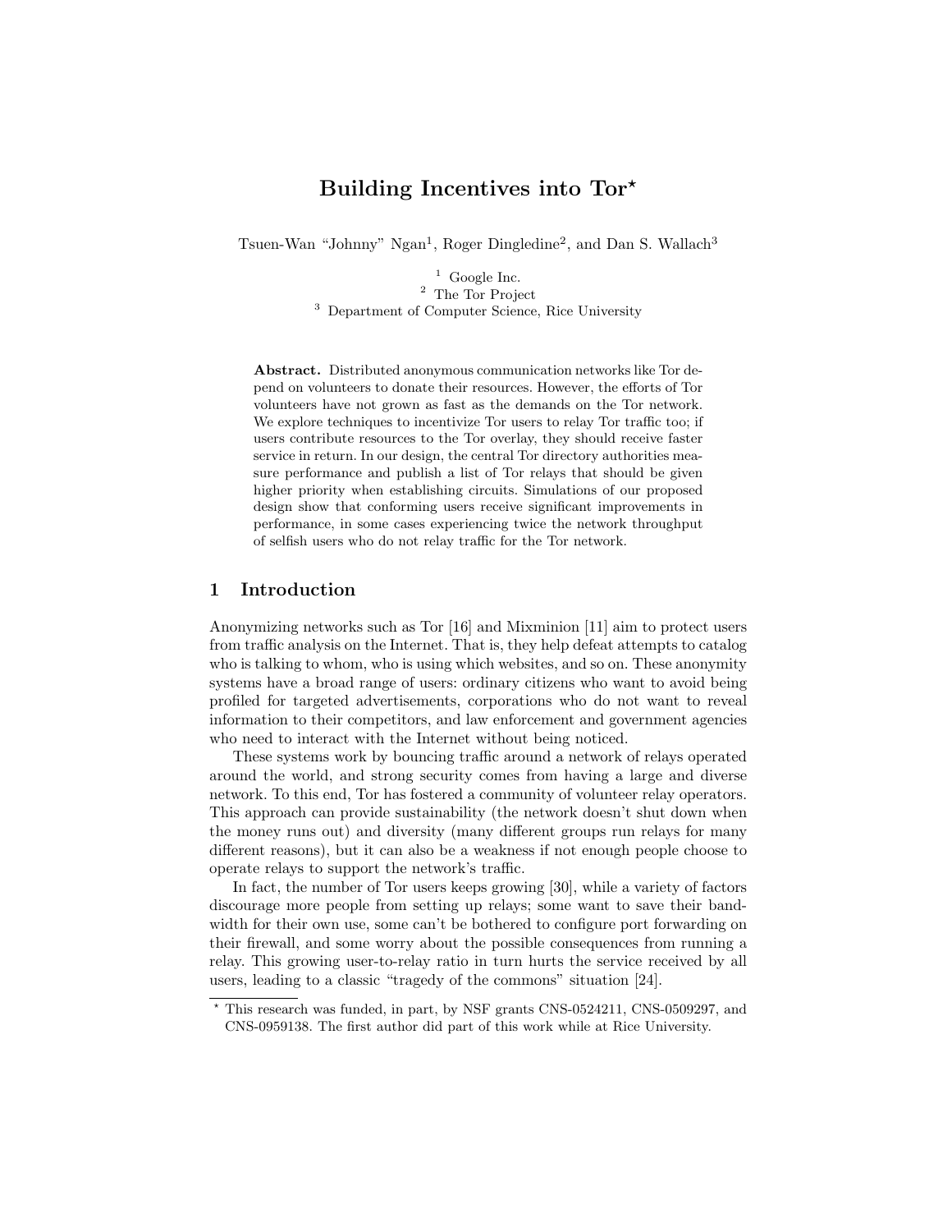# Building Incentives into Tor*

Tsuen-Wan "Johnny" Ngan[1], Roger Dingledine[2], and Dan S. Wallach[3]

[1] Google Inc.
[2] The Tor Project
[3] Department of Computer Science, Rice University

**Abstract.** Distributed anonymous communication networks like Tor depend on volunteers to donate their resources. However, the efforts of Tor volunteers have not grown as fast as the demands on the Tor network. We explore techniques to incentivize Tor users to relay Tor traffic too; if users contribute resources to the Tor overlay, they should receive faster service in return. In our design, the central Tor directory authorities measure performance and publish a list of Tor relays that should be given higher priority when establishing circuits. Simulations of our proposed design show that conforming users receive significant improvements in performance, in some cases experiencing twice the network throughput of selfish users who do not relay traffic for the Tor network.

## 1 Introduction

Anonymizing networks such as Tor [16] and Mixminion [11] aim to protect users from traffic analysis on the Internet. That is, they help defeat attempts to catalog who is talking to whom, who is using which websites, and so on. These anonymity systems have a broad range of users: ordinary citizens who want to avoid being profiled for targeted advertisements, corporations who do not want to reveal information to their competitors, and law enforcement and government agencies who need to interact with the Internet without being noticed.

These systems work by bouncing traffic around a network of relays operated around the world, and strong security comes from having a large and diverse network. To this end, Tor has fostered a community of volunteer relay operators. This approach can provide sustainability (the network doesn't shut down when the money runs out) and diversity (many different groups run relays for many different reasons), but it can also be a weakness if not enough people choose to operate relays to support the network's traffic.

In fact, the number of Tor users keeps growing [30], while a variety of factors discourage more people from setting up relays; some want to save their bandwidth for their own use, some can't be bothered to configure port forwarding on their firewall, and some worry about the possible consequences from running a relay. This growing user-to-relay ratio in turn hurts the service received by all users, leading to a classic "tragedy of the commons" situation [24].

* This research was funded, in part, by NSF grants CNS-0524211, CNS-0509297, and CNS-0959138. The first author did part of this work while at Rice University.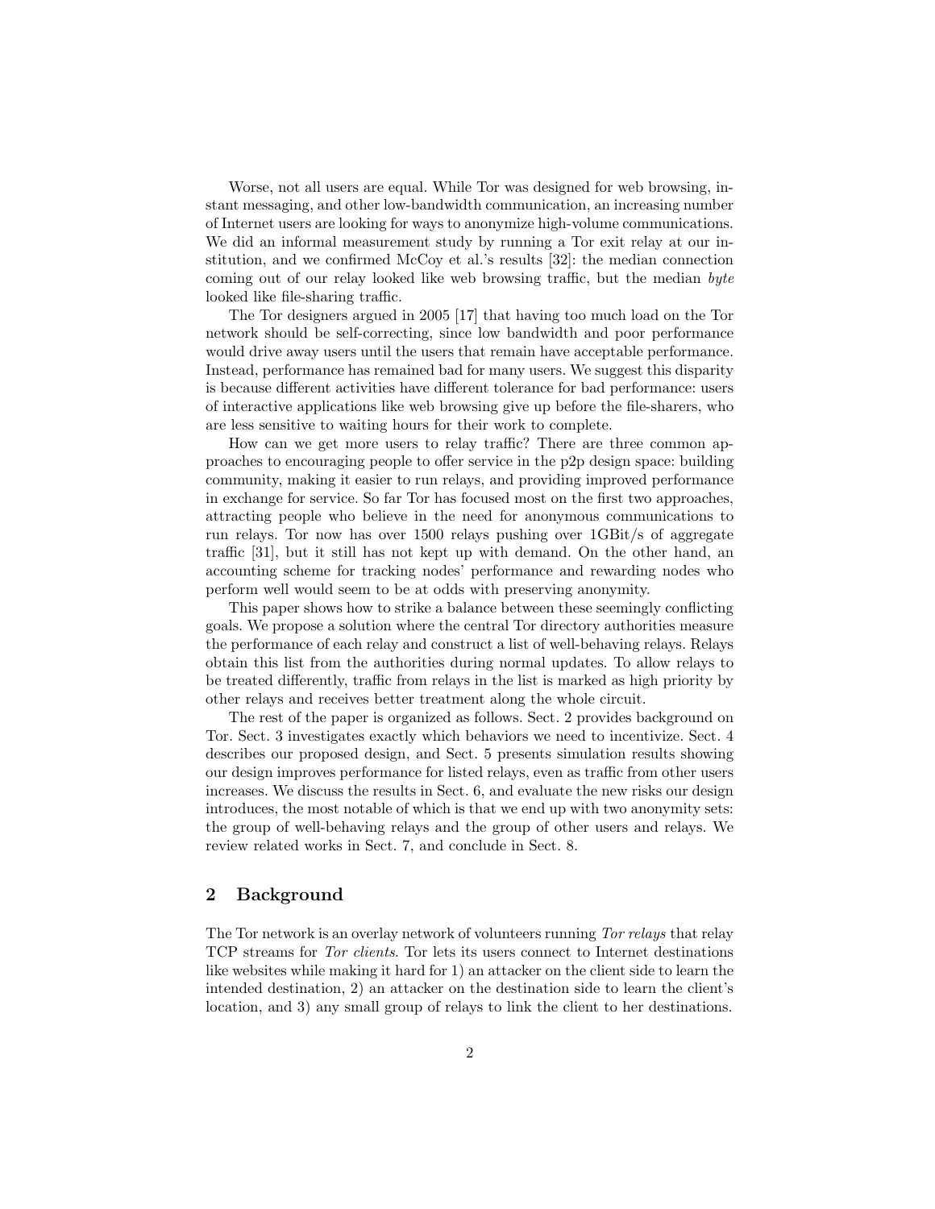Worse, not all users are equal. While Tor was designed for web browsing, instant messaging, and other low-bandwidth communication, an increasing number of Internet users are looking for ways to anonymize high-volume communications. We did an informal measurement study by running a Tor exit relay at our institution, and we confirmed McCoy et al.'s results [32]: the median connection coming out of our relay looked like web browsing traffic, but the median *byte* looked like file-sharing traffic.

The Tor designers argued in 2005 [17] that having too much load on the Tor network should be self-correcting, since low bandwidth and poor performance would drive away users until the users that remain have acceptable performance. Instead, performance has remained bad for many users. We suggest this disparity is because different activities have different tolerance for bad performance: users of interactive applications like web browsing give up before the file-sharers, who are less sensitive to waiting hours for their work to complete.

How can we get more users to relay traffic? There are three common approaches to encouraging people to offer service in the p2p design space: building community, making it easier to run relays, and providing improved performance in exchange for service. So far Tor has focused most on the first two approaches, attracting people who believe in the need for anonymous communications to run relays. Tor now has over 1500 relays pushing over 1GBit/s of aggregate traffic [31], but it still has not kept up with demand. On the other hand, an accounting scheme for tracking nodes' performance and rewarding nodes who perform well would seem to be at odds with preserving anonymity.

This paper shows how to strike a balance between these seemingly conflicting goals. We propose a solution where the central Tor directory authorities measure the performance of each relay and construct a list of well-behaving relays. Relays obtain this list from the authorities during normal updates. To allow relays to be treated differently, traffic from relays in the list is marked as high priority by other relays and receives better treatment along the whole circuit.

The rest of the paper is organized as follows. Sect. 2 provides background on Tor. Sect. 3 investigates exactly which behaviors we need to incentivize. Sect. 4 describes our proposed design, and Sect. 5 presents simulation results showing our design improves performance for listed relays, even as traffic from other users increases. We discuss the results in Sect. 6, and evaluate the new risks our design introduces, the most notable of which is that we end up with two anonymity sets: the group of well-behaving relays and the group of other users and relays. We review related works in Sect. 7, and conclude in Sect. 8.

## 2 Background

The Tor network is an overlay network of volunteers running *Tor relays* that relay TCP streams for *Tor clients*. Tor lets its users connect to Internet destinations like websites while making it hard for 1) an attacker on the client side to learn the intended destination, 2) an attacker on the destination side to learn the client's location, and 3) any small group of relays to link the client to her destinations.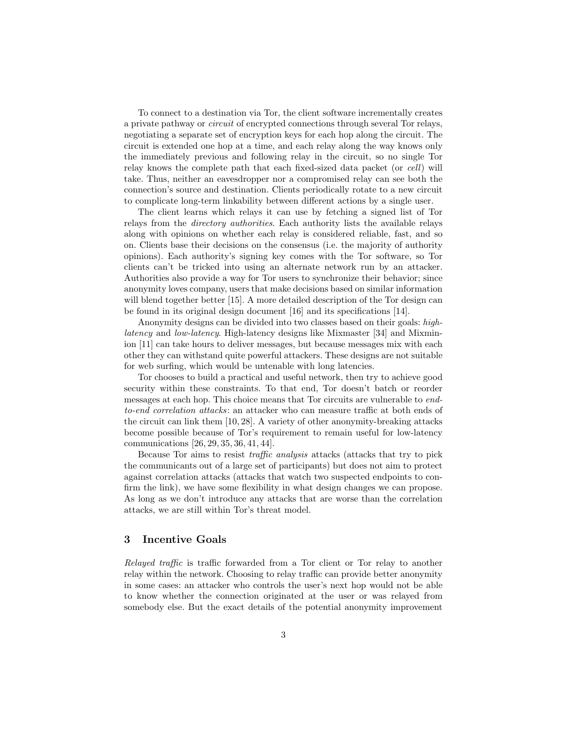To connect to a destination via Tor, the client software incrementally creates a private pathway or *circuit* of encrypted connections through several Tor relays, negotiating a separate set of encryption keys for each hop along the circuit. The circuit is extended one hop at a time, and each relay along the way knows only the immediately previous and following relay in the circuit, so no single Tor relay knows the complete path that each fixed-sized data packet (or *cell*) will take. Thus, neither an eavesdropper nor a compromised relay can see both the connection's source and destination. Clients periodically rotate to a new circuit to complicate long-term linkability between different actions by a single user.

The client learns which relays it can use by fetching a signed list of Tor relays from the *directory authorities*. Each authority lists the available relays along with opinions on whether each relay is considered reliable, fast, and so on. Clients base their decisions on the consensus (i.e. the majority of authority opinions). Each authority's signing key comes with the Tor software, so Tor clients can't be tricked into using an alternate network run by an attacker. Authorities also provide a way for Tor users to synchronize their behavior; since anonymity loves company, users that make decisions based on similar information will blend together better [15]. A more detailed description of the Tor design can be found in its original design document [16] and its specifications [14].

Anonymity designs can be divided into two classes based on their goals: *high-latency* and *low-latency*. High-latency designs like Mixmaster [34] and Mixminion [11] can take hours to deliver messages, but because messages mix with each other they can withstand quite powerful attackers. These designs are not suitable for web surfing, which would be untenable with long latencies.

Tor chooses to build a practical and useful network, then try to achieve good security within these constraints. To that end, Tor doesn't batch or reorder messages at each hop. This choice means that Tor circuits are vulnerable to *end-to-end correlation attacks*: an attacker who can measure traffic at both ends of the circuit can link them [10, 28]. A variety of other anonymity-breaking attacks become possible because of Tor's requirement to remain useful for low-latency communications [26, 29, 35, 36, 41, 44].

Because Tor aims to resist *traffic analysis* attacks (attacks that try to pick the communicants out of a large set of participants) but does not aim to protect against correlation attacks (attacks that watch two suspected endpoints to confirm the link), we have some flexibility in what design changes we can propose. As long as we don't introduce any attacks that are worse than the correlation attacks, we are still within Tor's threat model.

## 3 Incentive Goals

*Relayed traffic* is traffic forwarded from a Tor client or Tor relay to another relay within the network. Choosing to relay traffic can provide better anonymity in some cases: an attacker who controls the user's next hop would not be able to know whether the connection originated at the user or was relayed from somebody else. But the exact details of the potential anonymity improvement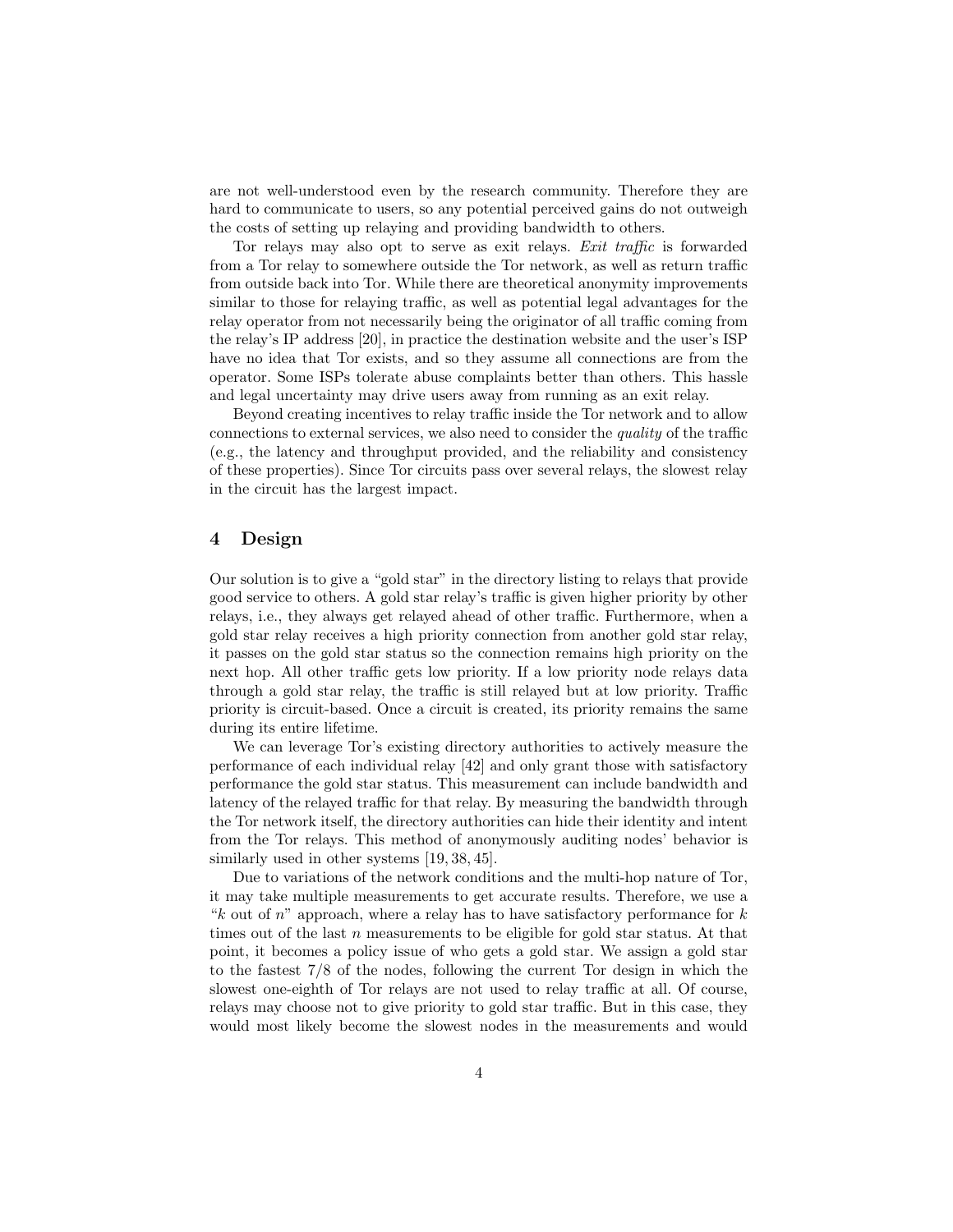are not well-understood even by the research community. Therefore they are hard to communicate to users, so any potential perceived gains do not outweigh the costs of setting up relaying and providing bandwidth to others.

Tor relays may also opt to serve as exit relays. *Exit traffic* is forwarded from a Tor relay to somewhere outside the Tor network, as well as return traffic from outside back into Tor. While there are theoretical anonymity improvements similar to those for relaying traffic, as well as potential legal advantages for the relay operator from not necessarily being the originator of all traffic coming from the relay's IP address [20], in practice the destination website and the user's ISP have no idea that Tor exists, and so they assume all connections are from the operator. Some ISPs tolerate abuse complaints better than others. This hassle and legal uncertainty may drive users away from running as an exit relay.

Beyond creating incentives to relay traffic inside the Tor network and to allow connections to external services, we also need to consider the *quality* of the traffic (e.g., the latency and throughput provided, and the reliability and consistency of these properties). Since Tor circuits pass over several relays, the slowest relay in the circuit has the largest impact.

## 4 Design

Our solution is to give a "gold star" in the directory listing to relays that provide good service to others. A gold star relay's traffic is given higher priority by other relays, i.e., they always get relayed ahead of other traffic. Furthermore, when a gold star relay receives a high priority connection from another gold star relay, it passes on the gold star status so the connection remains high priority on the next hop. All other traffic gets low priority. If a low priority node relays data through a gold star relay, the traffic is still relayed but at low priority. Traffic priority is circuit-based. Once a circuit is created, its priority remains the same during its entire lifetime.

We can leverage Tor's existing directory authorities to actively measure the performance of each individual relay [42] and only grant those with satisfactory performance the gold star status. This measurement can include bandwidth and latency of the relayed traffic for that relay. By measuring the bandwidth through the Tor network itself, the directory authorities can hide their identity and intent from the Tor relays. This method of anonymously auditing nodes' behavior is similarly used in other systems [19, 38, 45].

Due to variations of the network conditions and the multi-hop nature of Tor, it may take multiple measurements to get accurate results. Therefore, we use a "$k$ out of $n$" approach, where a relay has to have satisfactory performance for $k$ times out of the last $n$ measurements to be eligible for gold star status. At that point, it becomes a policy issue of who gets a gold star. We assign a gold star to the fastest 7/8 of the nodes, following the current Tor design in which the slowest one-eighth of Tor relays are not used to relay traffic at all. Of course, relays may choose not to give priority to gold star traffic. But in this case, they would most likely become the slowest nodes in the measurements and would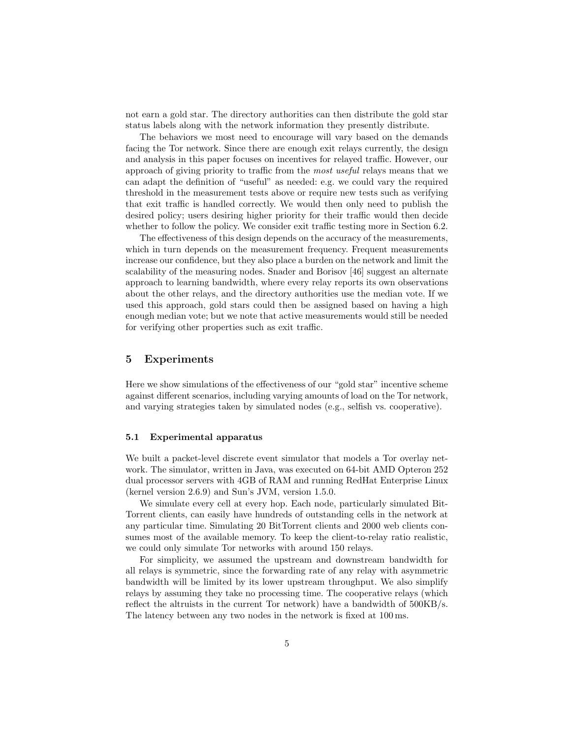not earn a gold star. The directory authorities can then distribute the gold star status labels along with the network information they presently distribute.

The behaviors we most need to encourage will vary based on the demands facing the Tor network. Since there are enough exit relays currently, the design and analysis in this paper focuses on incentives for relayed traffic. However, our approach of giving priority to traffic from the *most useful* relays means that we can adapt the definition of "useful" as needed: e.g. we could vary the required threshold in the measurement tests above or require new tests such as verifying that exit traffic is handled correctly. We would then only need to publish the desired policy; users desiring higher priority for their traffic would then decide whether to follow the policy. We consider exit traffic testing more in Section 6.2.

The effectiveness of this design depends on the accuracy of the measurements, which in turn depends on the measurement frequency. Frequent measurements increase our confidence, but they also place a burden on the network and limit the scalability of the measuring nodes. Snader and Borisov [46] suggest an alternate approach to learning bandwidth, where every relay reports its own observations about the other relays, and the directory authorities use the median vote. If we used this approach, gold stars could then be assigned based on having a high enough median vote; but we note that active measurements would still be needed for verifying other properties such as exit traffic.

## 5 Experiments

Here we show simulations of the effectiveness of our "gold star" incentive scheme against different scenarios, including varying amounts of load on the Tor network, and varying strategies taken by simulated nodes (e.g., selfish vs. cooperative).

### 5.1 Experimental apparatus

We built a packet-level discrete event simulator that models a Tor overlay network. The simulator, written in Java, was executed on 64-bit AMD Opteron 252 dual processor servers with 4GB of RAM and running RedHat Enterprise Linux (kernel version 2.6.9) and Sun's JVM, version 1.5.0.

We simulate every cell at every hop. Each node, particularly simulated BitTorrent clients, can easily have hundreds of outstanding cells in the network at any particular time. Simulating 20 BitTorrent clients and 2000 web clients consumes most of the available memory. To keep the client-to-relay ratio realistic, we could only simulate Tor networks with around 150 relays.

For simplicity, we assumed the upstream and downstream bandwidth for all relays is symmetric, since the forwarding rate of any relay with asymmetric bandwidth will be limited by its lower upstream throughput. We also simplify relays by assuming they take no processing time. The cooperative relays (which reflect the altruists in the current Tor network) have a bandwidth of 500KB/s. The latency between any two nodes in the network is fixed at 100 ms.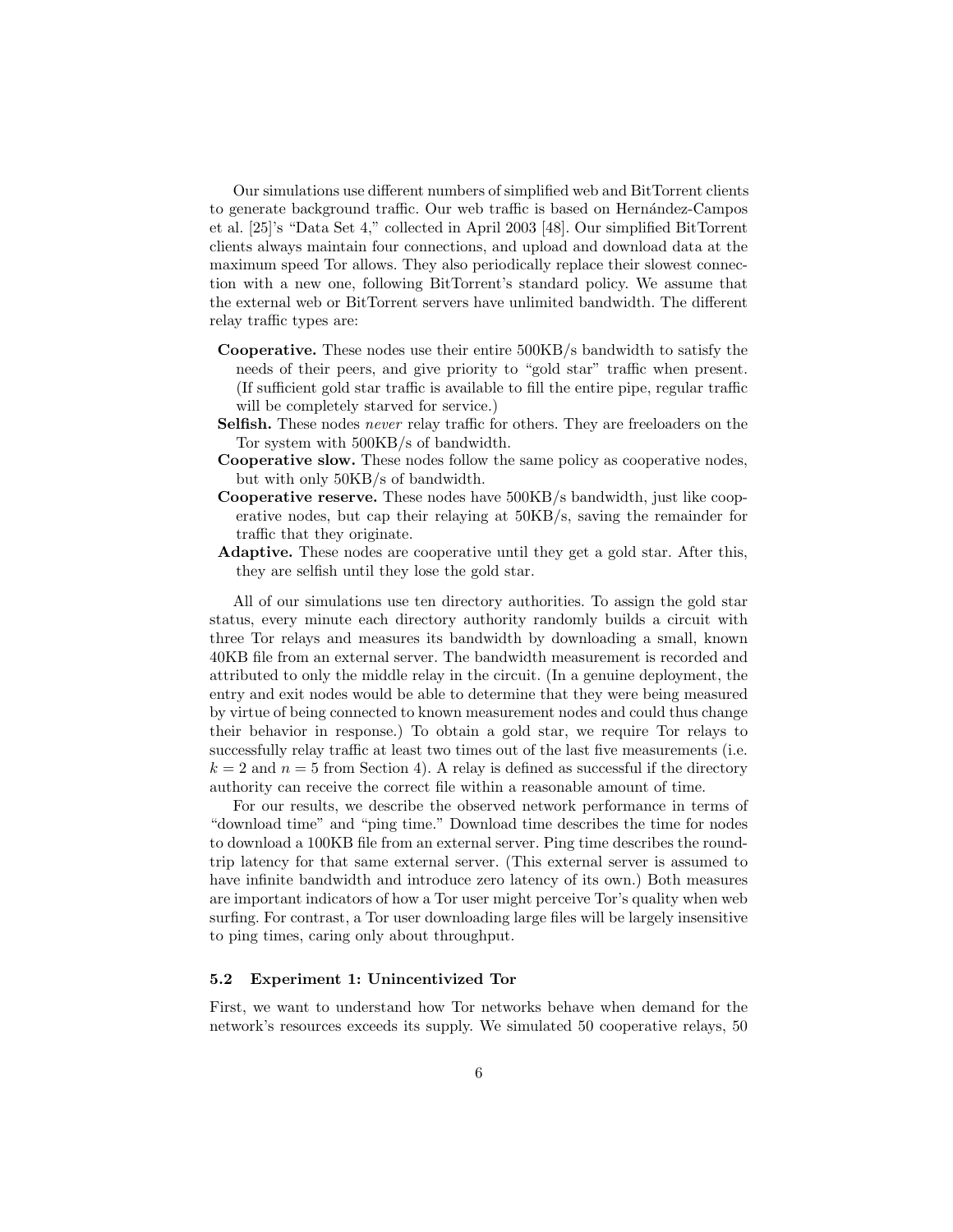Our simulations use different numbers of simplified web and BitTorrent clients to generate background traffic. Our web traffic is based on Hernández-Campos et al. [25]'s "Data Set 4," collected in April 2003 [48]. Our simplified BitTorrent clients always maintain four connections, and upload and download data at the maximum speed Tor allows. They also periodically replace their slowest connection with a new one, following BitTorrent's standard policy. We assume that the external web or BitTorrent servers have unlimited bandwidth. The different relay traffic types are:

- **Cooperative.** These nodes use their entire 500KB/s bandwidth to satisfy the needs of their peers, and give priority to "gold star" traffic when present. (If sufficient gold star traffic is available to fill the entire pipe, regular traffic will be completely starved for service.)
- **Selfish.** These nodes *never* relay traffic for others. They are freeloaders on the Tor system with 500KB/s of bandwidth.
- **Cooperative slow.** These nodes follow the same policy as cooperative nodes, but with only 50KB/s of bandwidth.
- **Cooperative reserve.** These nodes have 500KB/s bandwidth, just like cooperative nodes, but cap their relaying at 50KB/s, saving the remainder for traffic that they originate.
- **Adaptive.** These nodes are cooperative until they get a gold star. After this, they are selfish until they lose the gold star.

All of our simulations use ten directory authorities. To assign the gold star status, every minute each directory authority randomly builds a circuit with three Tor relays and measures its bandwidth by downloading a small, known 40KB file from an external server. The bandwidth measurement is recorded and attributed to only the middle relay in the circuit. (In a genuine deployment, the entry and exit nodes would be able to determine that they were being measured by virtue of being connected to known measurement nodes and could thus change their behavior in response.) To obtain a gold star, we require Tor relays to successfully relay traffic at least two times out of the last five measurements (i.e. $k = 2$ and $n = 5$ from Section 4). A relay is defined as successful if the directory authority can receive the correct file within a reasonable amount of time.

For our results, we describe the observed network performance in terms of "download time" and "ping time." Download time describes the time for nodes to download a 100KB file from an external server. Ping time describes the round-trip latency for that same external server. (This external server is assumed to have infinite bandwidth and introduce zero latency of its own.) Both measures are important indicators of how a Tor user might perceive Tor's quality when web surfing. For contrast, a Tor user downloading large files will be largely insensitive to ping times, caring only about throughput.

### 5.2 Experiment 1: Unincentivized Tor

First, we want to understand how Tor networks behave when demand for the network's resources exceeds its supply. We simulated 50 cooperative relays, 50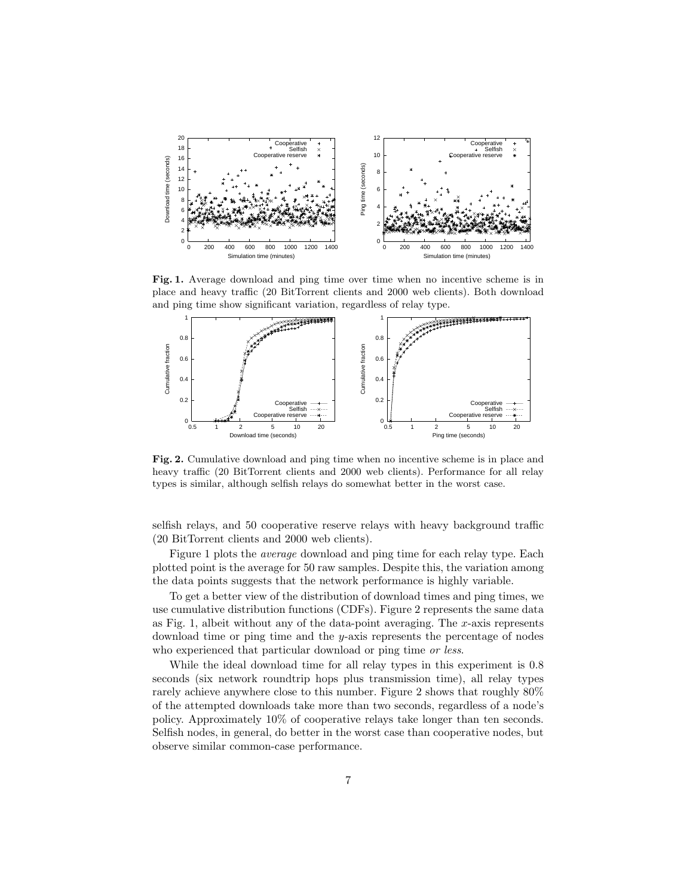**Fig. 1.** Average download and ping time over time when no incentive scheme is in place and heavy traffic (20 BitTorrent clients and 2000 web clients). Both download and ping time show significant variation, regardless of relay type.

**Fig. 2.** Cumulative download and ping time when no incentive scheme is in place and heavy traffic (20 BitTorrent clients and 2000 web clients). Performance for all relay types is similar, although selfish relays do somewhat better in the worst case.

selfish relays, and 50 cooperative reserve relays with heavy background traffic (20 BitTorrent clients and 2000 web clients).

Figure 1 plots the *average* download and ping time for each relay type. Each plotted point is the average for 50 raw samples. Despite this, the variation among the data points suggests that the network performance is highly variable.

To get a better view of the distribution of download times and ping times, we use cumulative distribution functions (CDFs). Figure 2 represents the same data as Fig. 1, albeit without any of the data-point averaging. The $x$-axis represents download time or ping time and the $y$-axis represents the percentage of nodes who experienced that particular download or ping time *or less*.

While the ideal download time for all relay types in this experiment is 0.8 seconds (six network roundtrip hops plus transmission time), all relay types rarely achieve anywhere close to this number. Figure 2 shows that roughly 80% of the attempted downloads take more than two seconds, regardless of a node's policy. Approximately 10% of cooperative relays take longer than ten seconds. Selfish nodes, in general, do better in the worst case than cooperative nodes, but observe similar common-case performance.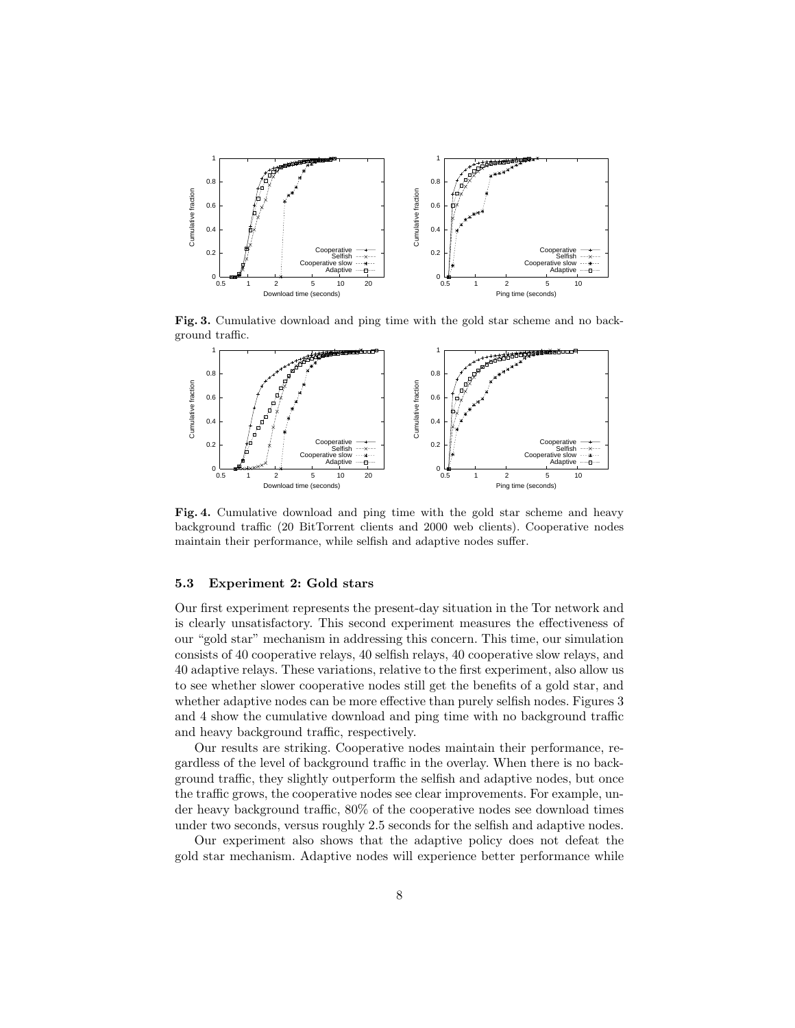**Fig. 3.** Cumulative download and ping time with the gold star scheme and no background traffic.

**Fig. 4.** Cumulative download and ping time with the gold star scheme and heavy background traffic (20 BitTorrent clients and 2000 web clients). Cooperative nodes maintain their performance, while selfish and adaptive nodes suffer.

### 5.3 Experiment 2: Gold stars

Our first experiment represents the present-day situation in the Tor network and is clearly unsatisfactory. This second experiment measures the effectiveness of our "gold star" mechanism in addressing this concern. This time, our simulation consists of 40 cooperative relays, 40 selfish relays, 40 cooperative slow relays, and 40 adaptive relays. These variations, relative to the first experiment, also allow us to see whether slower cooperative nodes still get the benefits of a gold star, and whether adaptive nodes can be more effective than purely selfish nodes. Figures 3 and 4 show the cumulative download and ping time with no background traffic and heavy background traffic, respectively.

Our results are striking. Cooperative nodes maintain their performance, regardless of the level of background traffic in the overlay. When there is no background traffic, they slightly outperform the selfish and adaptive nodes, but once the traffic grows, the cooperative nodes see clear improvements. For example, under heavy background traffic, 80% of the cooperative nodes see download times under two seconds, versus roughly 2.5 seconds for the selfish and adaptive nodes.

Our experiment also shows that the adaptive policy does not defeat the gold star mechanism. Adaptive nodes will experience better performance while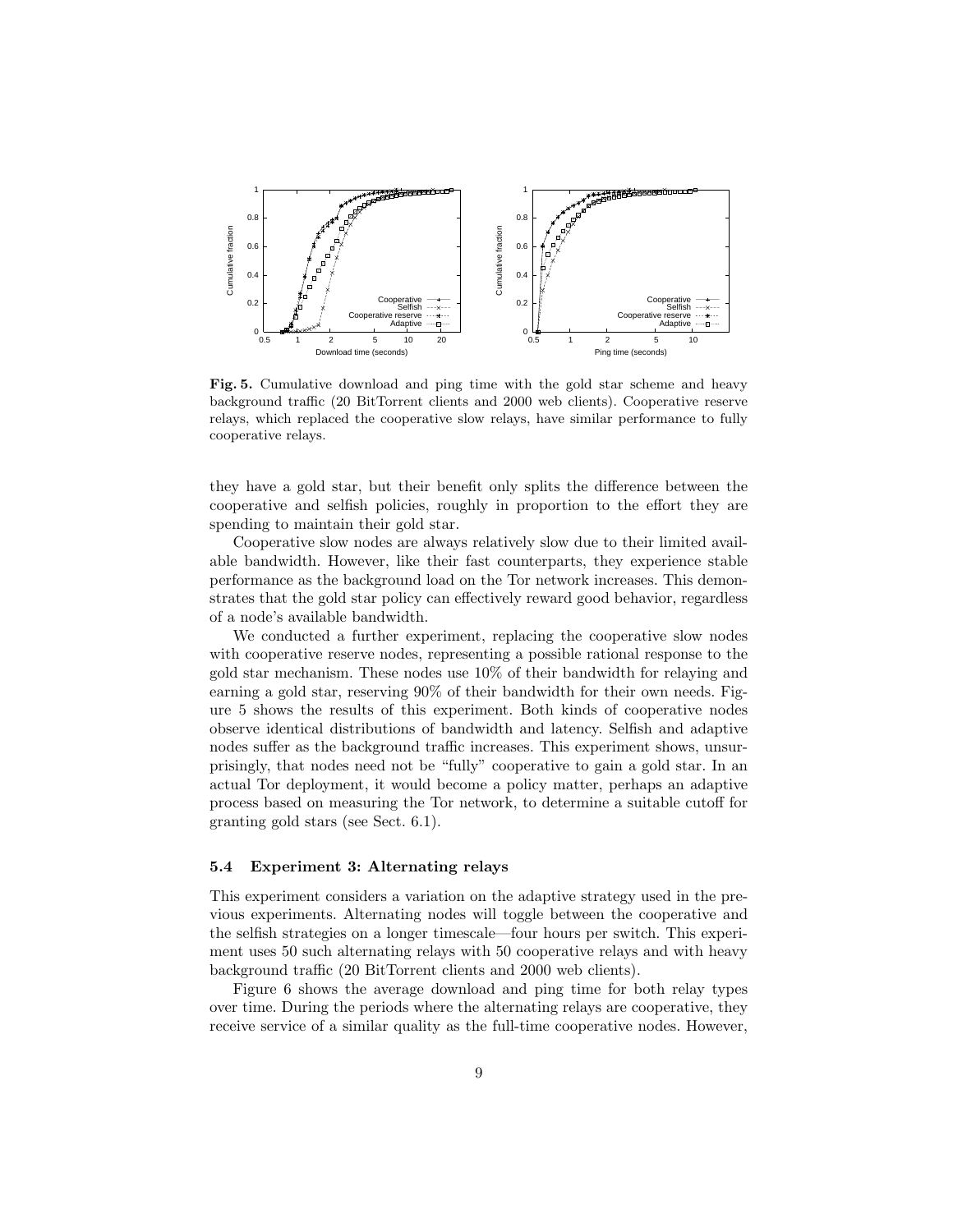**Fig. 5.** Cumulative download and ping time with the gold star scheme and heavy background traffic (20 BitTorrent clients and 2000 web clients). Cooperative reserve relays, which replaced the cooperative slow relays, have similar performance to fully cooperative relays.

they have a gold star, but their benefit only splits the difference between the cooperative and selfish policies, roughly in proportion to the effort they are spending to maintain their gold star.

Cooperative slow nodes are always relatively slow due to their limited available bandwidth. However, like their fast counterparts, they experience stable performance as the background load on the Tor network increases. This demonstrates that the gold star policy can effectively reward good behavior, regardless of a node's available bandwidth.

We conducted a further experiment, replacing the cooperative slow nodes with cooperative reserve nodes, representing a possible rational response to the gold star mechanism. These nodes use 10% of their bandwidth for relaying and earning a gold star, reserving 90% of their bandwidth for their own needs. Figure 5 shows the results of this experiment. Both kinds of cooperative nodes observe identical distributions of bandwidth and latency. Selfish and adaptive nodes suffer as the background traffic increases. This experiment shows, unsurprisingly, that nodes need not be "fully" cooperative to gain a gold star. In an actual Tor deployment, it would become a policy matter, perhaps an adaptive process based on measuring the Tor network, to determine a suitable cutoff for granting gold stars (see Sect. 6.1).

### 5.4 Experiment 3: Alternating relays

This experiment considers a variation on the adaptive strategy used in the previous experiments. Alternating nodes will toggle between the cooperative and the selfish strategies on a longer timescale—four hours per switch. This experiment uses 50 such alternating relays with 50 cooperative relays and with heavy background traffic (20 BitTorrent clients and 2000 web clients).

Figure 6 shows the average download and ping time for both relay types over time. During the periods where the alternating relays are cooperative, they receive service of a similar quality as the full-time cooperative nodes. However,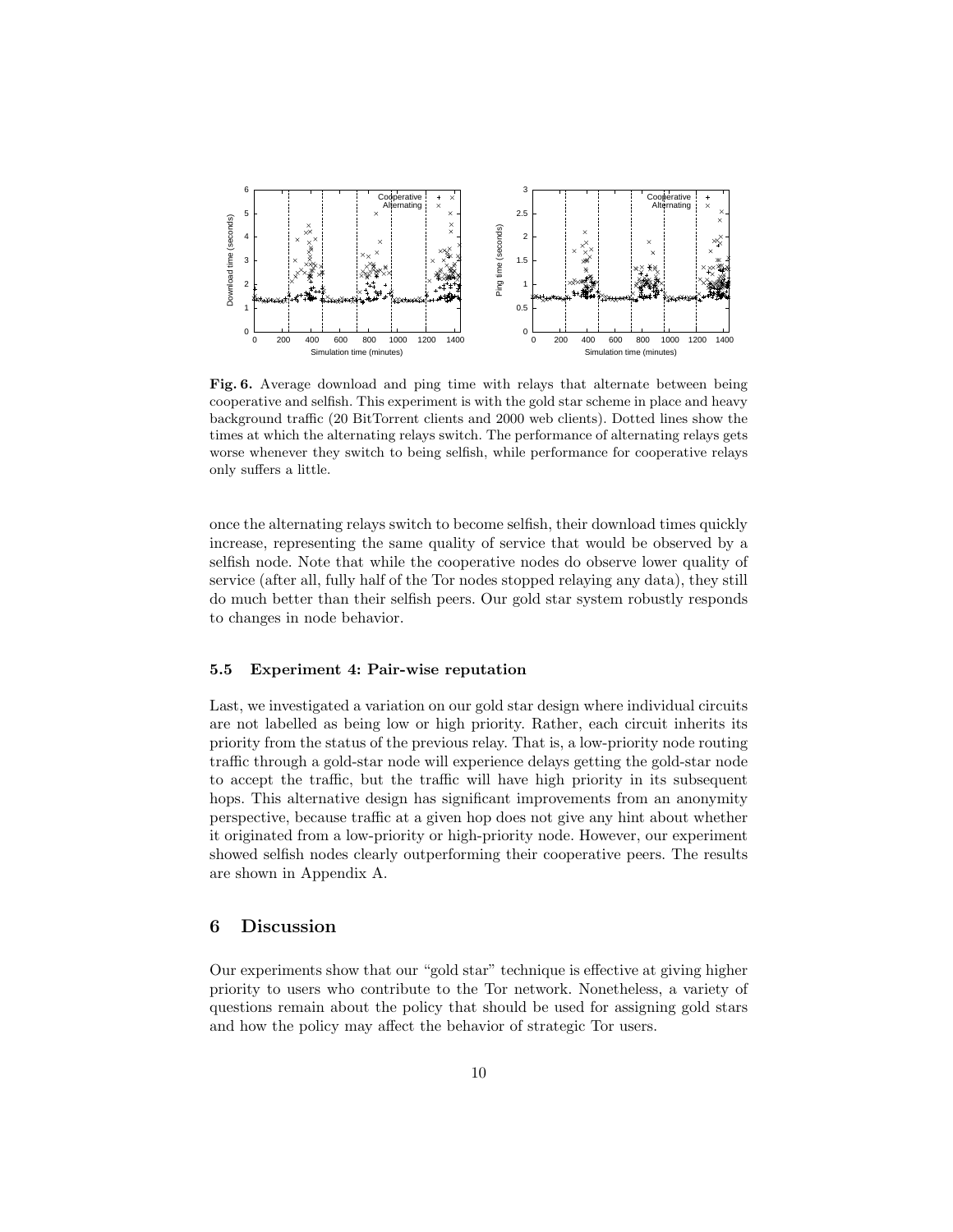**Fig. 6.** Average download and ping time with relays that alternate between being cooperative and selfish. This experiment is with the gold star scheme in place and heavy background traffic (20 BitTorrent clients and 2000 web clients). Dotted lines show the times at which the alternating relays switch. The performance of alternating relays gets worse whenever they switch to being selfish, while performance for cooperative relays only suffers a little.

once the alternating relays switch to become selfish, their download times quickly increase, representing the same quality of service that would be observed by a selfish node. Note that while the cooperative nodes do observe lower quality of service (after all, fully half of the Tor nodes stopped relaying any data), they still do much better than their selfish peers. Our gold star system robustly responds to changes in node behavior.

### 5.5 Experiment 4: Pair-wise reputation

Last, we investigated a variation on our gold star design where individual circuits are not labelled as being low or high priority. Rather, each circuit inherits its priority from the status of the previous relay. That is, a low-priority node routing traffic through a gold-star node will experience delays getting the gold-star node to accept the traffic, but the traffic will have high priority in its subsequent hops. This alternative design has significant improvements from an anonymity perspective, because traffic at a given hop does not give any hint about whether it originated from a low-priority or high-priority node. However, our experiment showed selfish nodes clearly outperforming their cooperative peers. The results are shown in Appendix A.

## 6 Discussion

Our experiments show that our "gold star" technique is effective at giving higher priority to users who contribute to the Tor network. Nonetheless, a variety of questions remain about the policy that should be used for assigning gold stars and how the policy may affect the behavior of strategic Tor users.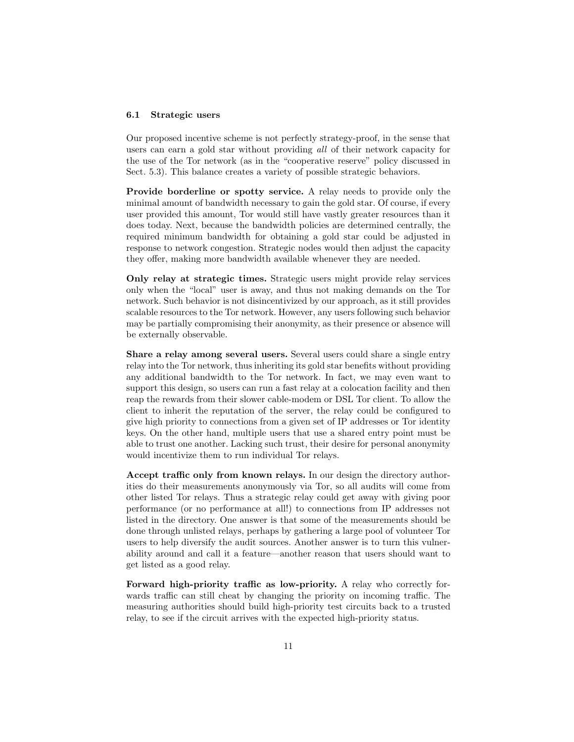### 6.1 Strategic users

Our proposed incentive scheme is not perfectly strategy-proof, in the sense that users can earn a gold star without providing *all* of their network capacity for the use of the Tor network (as in the "cooperative reserve" policy discussed in Sect. 5.3). This balance creates a variety of possible strategic behaviors.

**Provide borderline or spotty service.** A relay needs to provide only the minimal amount of bandwidth necessary to gain the gold star. Of course, if every user provided this amount, Tor would still have vastly greater resources than it does today. Next, because the bandwidth policies are determined centrally, the required minimum bandwidth for obtaining a gold star could be adjusted in response to network congestion. Strategic nodes would then adjust the capacity they offer, making more bandwidth available whenever they are needed.

**Only relay at strategic times.** Strategic users might provide relay services only when the "local" user is away, and thus not making demands on the Tor network. Such behavior is not disincentivized by our approach, as it still provides scalable resources to the Tor network. However, any users following such behavior may be partially compromising their anonymity, as their presence or absence will be externally observable.

**Share a relay among several users.** Several users could share a single entry relay into the Tor network, thus inheriting its gold star benefits without providing any additional bandwidth to the Tor network. In fact, we may even want to support this design, so users can run a fast relay at a colocation facility and then reap the rewards from their slower cable-modem or DSL Tor client. To allow the client to inherit the reputation of the server, the relay could be configured to give high priority to connections from a given set of IP addresses or Tor identity keys. On the other hand, multiple users that use a shared entry point must be able to trust one another. Lacking such trust, their desire for personal anonymity would incentivize them to run individual Tor relays.

**Accept traffic only from known relays.** In our design the directory authorities do their measurements anonymously via Tor, so all audits will come from other listed Tor relays. Thus a strategic relay could get away with giving poor performance (or no performance at all!) to connections from IP addresses not listed in the directory. One answer is that some of the measurements should be done through unlisted relays, perhaps by gathering a large pool of volunteer Tor users to help diversify the audit sources. Another answer is to turn this vulnerability around and call it a feature—another reason that users should want to get listed as a good relay.

**Forward high-priority traffic as low-priority.** A relay who correctly forwards traffic can still cheat by changing the priority on incoming traffic. The measuring authorities should build high-priority test circuits back to a trusted relay, to see if the circuit arrives with the expected high-priority status.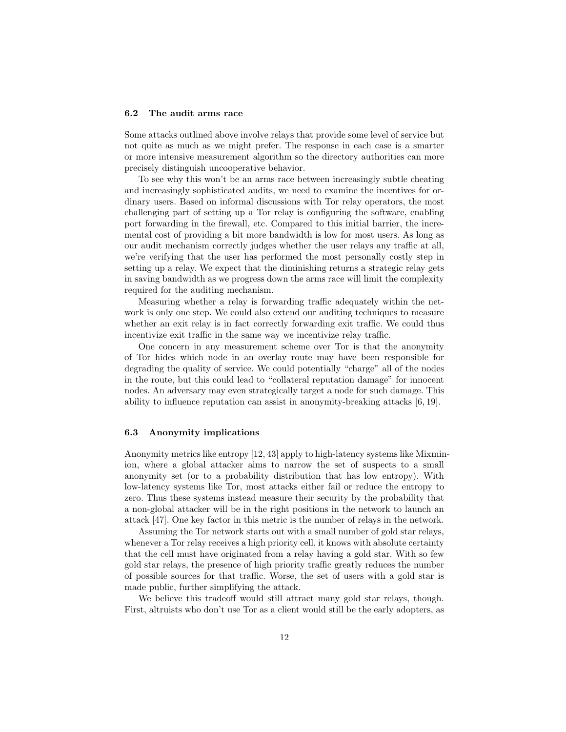### 6.2 The audit arms race

Some attacks outlined above involve relays that provide some level of service but not quite as much as we might prefer. The response in each case is a smarter or more intensive measurement algorithm so the directory authorities can more precisely distinguish uncooperative behavior.

To see why this won't be an arms race between increasingly subtle cheating and increasingly sophisticated audits, we need to examine the incentives for ordinary users. Based on informal discussions with Tor relay operators, the most challenging part of setting up a Tor relay is configuring the software, enabling port forwarding in the firewall, etc. Compared to this initial barrier, the incremental cost of providing a bit more bandwidth is low for most users. As long as our audit mechanism correctly judges whether the user relays any traffic at all, we're verifying that the user has performed the most personally costly step in setting up a relay. We expect that the diminishing returns a strategic relay gets in saving bandwidth as we progress down the arms race will limit the complexity required for the auditing mechanism.

Measuring whether a relay is forwarding traffic adequately within the network is only one step. We could also extend our auditing techniques to measure whether an exit relay is in fact correctly forwarding exit traffic. We could thus incentivize exit traffic in the same way we incentivize relay traffic.

One concern in any measurement scheme over Tor is that the anonymity of Tor hides which node in an overlay route may have been responsible for degrading the quality of service. We could potentially "charge" all of the nodes in the route, but this could lead to "collateral reputation damage" for innocent nodes. An adversary may even strategically target a node for such damage. This ability to influence reputation can assist in anonymity-breaking attacks [6, 19].

### 6.3 Anonymity implications

Anonymity metrics like entropy [12, 43] apply to high-latency systems like Mixminion, where a global attacker aims to narrow the set of suspects to a small anonymity set (or to a probability distribution that has low entropy). With low-latency systems like Tor, most attacks either fail or reduce the entropy to zero. Thus these systems instead measure their security by the probability that a non-global attacker will be in the right positions in the network to launch an attack [47]. One key factor in this metric is the number of relays in the network.

Assuming the Tor network starts out with a small number of gold star relays, whenever a Tor relay receives a high priority cell, it knows with absolute certainty that the cell must have originated from a relay having a gold star. With so few gold star relays, the presence of high priority traffic greatly reduces the number of possible sources for that traffic. Worse, the set of users with a gold star is made public, further simplifying the attack.

We believe this tradeoff would still attract many gold star relays, though. First, altruists who don't use Tor as a client would still be the early adopters, as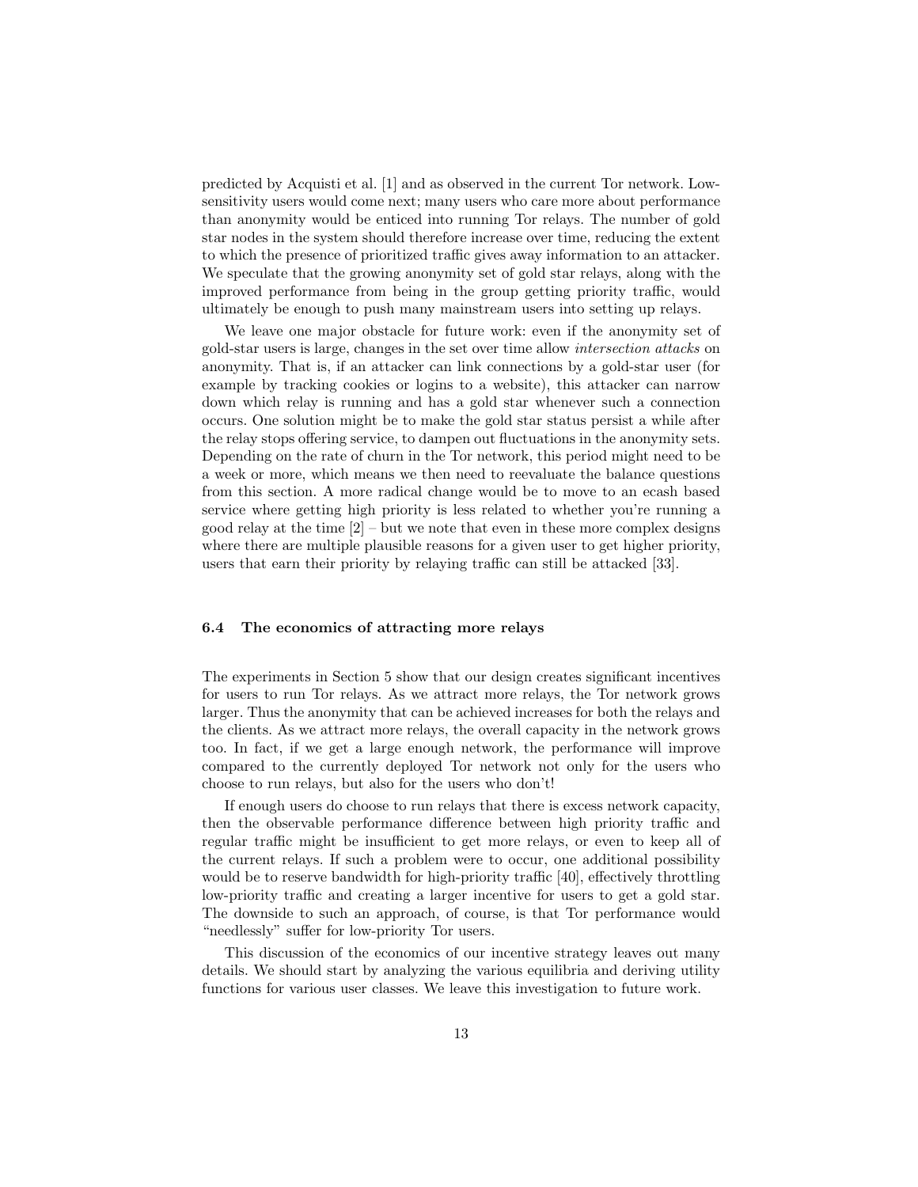predicted by Acquisti et al. [1] and as observed in the current Tor network. Low-sensitivity users would come next; many users who care more about performance than anonymity would be enticed into running Tor relays. The number of gold star nodes in the system should therefore increase over time, reducing the extent to which the presence of prioritized traffic gives away information to an attacker. We speculate that the growing anonymity set of gold star relays, along with the improved performance from being in the group getting priority traffic, would ultimately be enough to push many mainstream users into setting up relays.

We leave one major obstacle for future work: even if the anonymity set of gold-star users is large, changes in the set over time allow *intersection attacks* on anonymity. That is, if an attacker can link connections by a gold-star user (for example by tracking cookies or logins to a website), this attacker can narrow down which relay is running and has a gold star whenever such a connection occurs. One solution might be to make the gold star status persist a while after the relay stops offering service, to dampen out fluctuations in the anonymity sets. Depending on the rate of churn in the Tor network, this period might need to be a week or more, which means we then need to reevaluate the balance questions from this section. A more radical change would be to move to an ecash based service where getting high priority is less related to whether you're running a good relay at the time [2] – but we note that even in these more complex designs where there are multiple plausible reasons for a given user to get higher priority, users that earn their priority by relaying traffic can still be attacked [33].

### 6.4 The economics of attracting more relays

The experiments in Section 5 show that our design creates significant incentives for users to run Tor relays. As we attract more relays, the Tor network grows larger. Thus the anonymity that can be achieved increases for both the relays and the clients. As we attract more relays, the overall capacity in the network grows too. In fact, if we get a large enough network, the performance will improve compared to the currently deployed Tor network not only for the users who choose to run relays, but also for the users who don't!

If enough users do choose to run relays that there is excess network capacity, then the observable performance difference between high priority traffic and regular traffic might be insufficient to get more relays, or even to keep all of the current relays. If such a problem were to occur, one additional possibility would be to reserve bandwidth for high-priority traffic [40], effectively throttling low-priority traffic and creating a larger incentive for users to get a gold star. The downside to such an approach, of course, is that Tor performance would "needlessly" suffer for low-priority Tor users.

This discussion of the economics of our incentive strategy leaves out many details. We should start by analyzing the various equilibria and deriving utility functions for various user classes. We leave this investigation to future work.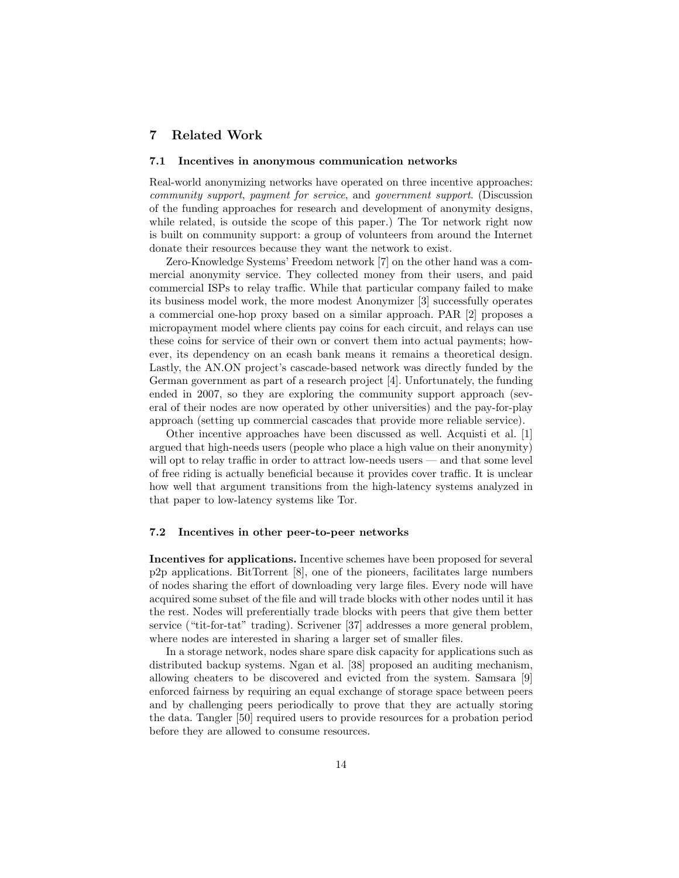## 7 Related Work

### 7.1 Incentives in anonymous communication networks

Real-world anonymizing networks have operated on three incentive approaches: *community support*, *payment for service*, and *government support*. (Discussion of the funding approaches for research and development of anonymity designs, while related, is outside the scope of this paper.) The Tor network right now is built on community support: a group of volunteers from around the Internet donate their resources because they want the network to exist.

Zero-Knowledge Systems' Freedom network [7] on the other hand was a commercial anonymity service. They collected money from their users, and paid commercial ISPs to relay traffic. While that particular company failed to make its business model work, the more modest Anonymizer [3] successfully operates a commercial one-hop proxy based on a similar approach. PAR [2] proposes a micropayment model where clients pay coins for each circuit, and relays can use these coins for service of their own or convert them into actual payments; however, its dependency on an ecash bank means it remains a theoretical design. Lastly, the AN.ON project's cascade-based network was directly funded by the German government as part of a research project [4]. Unfortunately, the funding ended in 2007, so they are exploring the community support approach (several of their nodes are now operated by other universities) and the pay-for-play approach (setting up commercial cascades that provide more reliable service).

Other incentive approaches have been discussed as well. Acquisti et al. [1] argued that high-needs users (people who place a high value on their anonymity) will opt to relay traffic in order to attract low-needs users — and that some level of free riding is actually beneficial because it provides cover traffic. It is unclear how well that argument transitions from the high-latency systems analyzed in that paper to low-latency systems like Tor.

### 7.2 Incentives in other peer-to-peer networks

**Incentives for applications.** Incentive schemes have been proposed for several p2p applications. BitTorrent [8], one of the pioneers, facilitates large numbers of nodes sharing the effort of downloading very large files. Every node will have acquired some subset of the file and will trade blocks with other nodes until it has the rest. Nodes will preferentially trade blocks with peers that give them better service ("tit-for-tat" trading). Scrivener [37] addresses a more general problem, where nodes are interested in sharing a larger set of smaller files.

In a storage network, nodes share spare disk capacity for applications such as distributed backup systems. Ngan et al. [38] proposed an auditing mechanism, allowing cheaters to be discovered and evicted from the system. Samsara [9] enforced fairness by requiring an equal exchange of storage space between peers and by challenging peers periodically to prove that they are actually storing the data. Tangler [50] required users to provide resources for a probation period before they are allowed to consume resources.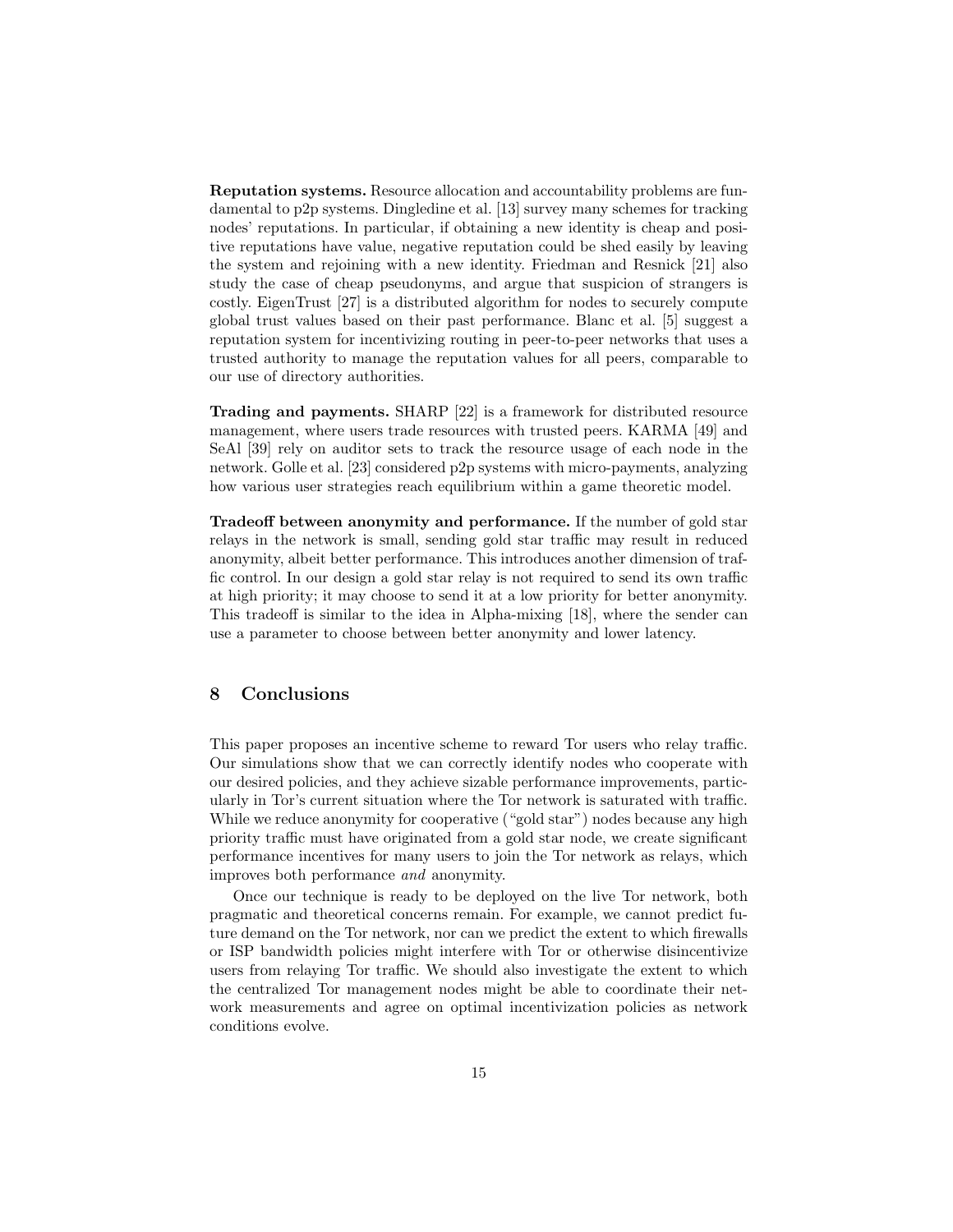**Reputation systems.** Resource allocation and accountability problems are fundamental to p2p systems. Dingledine et al. [13] survey many schemes for tracking nodes' reputations. In particular, if obtaining a new identity is cheap and positive reputations have value, negative reputation could be shed easily by leaving the system and rejoining with a new identity. Friedman and Resnick [21] also study the case of cheap pseudonyms, and argue that suspicion of strangers is costly. EigenTrust [27] is a distributed algorithm for nodes to securely compute global trust values based on their past performance. Blanc et al. [5] suggest a reputation system for incentivizing routing in peer-to-peer networks that uses a trusted authority to manage the reputation values for all peers, comparable to our use of directory authorities.

**Trading and payments.** SHARP [22] is a framework for distributed resource management, where users trade resources with trusted peers. KARMA [49] and SeAl [39] rely on auditor sets to track the resource usage of each node in the network. Golle et al. [23] considered p2p systems with micro-payments, analyzing how various user strategies reach equilibrium within a game theoretic model.

**Tradeoff between anonymity and performance.** If the number of gold star relays in the network is small, sending gold star traffic may result in reduced anonymity, albeit better performance. This introduces another dimension of traffic control. In our design a gold star relay is not required to send its own traffic at high priority; it may choose to send it at a low priority for better anonymity. This tradeoff is similar to the idea in Alpha-mixing [18], where the sender can use a parameter to choose between better anonymity and lower latency.

## 8 Conclusions

This paper proposes an incentive scheme to reward Tor users who relay traffic. Our simulations show that we can correctly identify nodes who cooperate with our desired policies, and they achieve sizable performance improvements, particularly in Tor's current situation where the Tor network is saturated with traffic. While we reduce anonymity for cooperative ("gold star") nodes because any high priority traffic must have originated from a gold star node, we create significant performance incentives for many users to join the Tor network as relays, which improves both performance *and* anonymity.

Once our technique is ready to be deployed on the live Tor network, both pragmatic and theoretical concerns remain. For example, we cannot predict future demand on the Tor network, nor can we predict the extent to which firewalls or ISP bandwidth policies might interfere with Tor or otherwise disincentivize users from relaying Tor traffic. We should also investigate the extent to which the centralized Tor management nodes might be able to coordinate their network measurements and agree on optimal incentivization policies as network conditions evolve.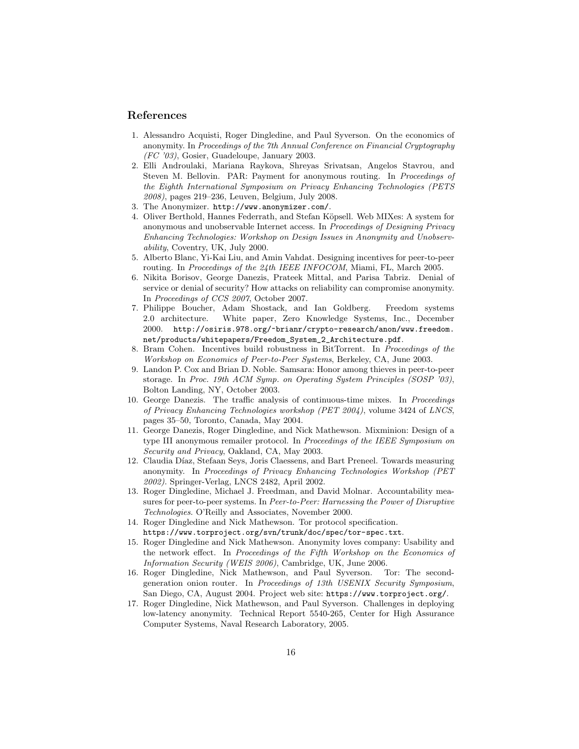## References

1. Alessandro Acquisti, Roger Dingledine, and Paul Syverson. On the economics of anonymity. In *Proceedings of the 7th Annual Conference on Financial Cryptography (FC '03)*, Gosier, Guadeloupe, January 2003.
2. Elli Androulaki, Mariana Raykova, Shreyas Srivatsan, Angelos Stavrou, and Steven M. Bellovin. PAR: Payment for anonymous routing. In *Proceedings of the Eighth International Symposium on Privacy Enhancing Technologies (PETS 2008)*, pages 219–236, Leuven, Belgium, July 2008.
3. The Anonymizer. `http://www.anonymizer.com/`.
4. Oliver Berthold, Hannes Federrath, and Stefan Köpsell. Web MIXes: A system for anonymous and unobservable Internet access. In *Proceedings of Designing Privacy Enhancing Technologies: Workshop on Design Issues in Anonymity and Unobservability*, Coventry, UK, July 2000.
5. Alberto Blanc, Yi-Kai Liu, and Amin Vahdat. Designing incentives for peer-to-peer routing. In *Proceedings of the 24th IEEE INFOCOM*, Miami, FL, March 2005.
6. Nikita Borisov, George Danezis, Prateek Mittal, and Parisa Tabriz. Denial of service or denial of security? How attacks on reliability can compromise anonymity. In *Proceedings of CCS 2007*, October 2007.
7. Philippe Boucher, Adam Shostack, and Ian Goldberg. Freedom systems 2.0 architecture. White paper, Zero Knowledge Systems, Inc., December 2000. `http://osiris.978.org/~brianr/crypto-research/anon/www.freedom.net/products/whitepapers/Freedom_System_2_Architecture.pdf`.
8. Bram Cohen. Incentives build robustness in BitTorrent. In *Proceedings of the Workshop on Economics of Peer-to-Peer Systems*, Berkeley, CA, June 2003.
9. Landon P. Cox and Brian D. Noble. Samsara: Honor among thieves in peer-to-peer storage. In *Proc. 19th ACM Symp. on Operating System Principles (SOSP '03)*, Bolton Landing, NY, October 2003.
10. George Danezis. The traffic analysis of continuous-time mixes. In *Proceedings of Privacy Enhancing Technologies workshop (PET 2004)*, volume 3424 of *LNCS*, pages 35–50, Toronto, Canada, May 2004.
11. George Danezis, Roger Dingledine, and Nick Mathewson. Mixminion: Design of a type III anonymous remailer protocol. In *Proceedings of the IEEE Symposium on Security and Privacy*, Oakland, CA, May 2003.
12. Claudia Díaz, Stefaan Seys, Joris Claessens, and Bart Preneel. Towards measuring anonymity. In *Proceedings of Privacy Enhancing Technologies Workshop (PET 2002)*. Springer-Verlag, LNCS 2482, April 2002.
13. Roger Dingledine, Michael J. Freedman, and David Molnar. Accountability measures for peer-to-peer systems. In *Peer-to-Peer: Harnessing the Power of Disruptive Technologies*. O'Reilly and Associates, November 2000.
14. Roger Dingledine and Nick Mathewson. Tor protocol specification. `https://www.torproject.org/svn/trunk/doc/spec/tor-spec.txt`.
15. Roger Dingledine and Nick Mathewson. Anonymity loves company: Usability and the network effect. In *Proceedings of the Fifth Workshop on the Economics of Information Security (WEIS 2006)*, Cambridge, UK, June 2006.
16. Roger Dingledine, Nick Mathewson, and Paul Syverson. Tor: The second-generation onion router. In *Proceedings of 13th USENIX Security Symposium*, San Diego, CA, August 2004. Project web site: `https://www.torproject.org/`.
17. Roger Dingledine, Nick Mathewson, and Paul Syverson. Challenges in deploying low-latency anonymity. Technical Report 5540-265, Center for High Assurance Computer Systems, Naval Research Laboratory, 2005.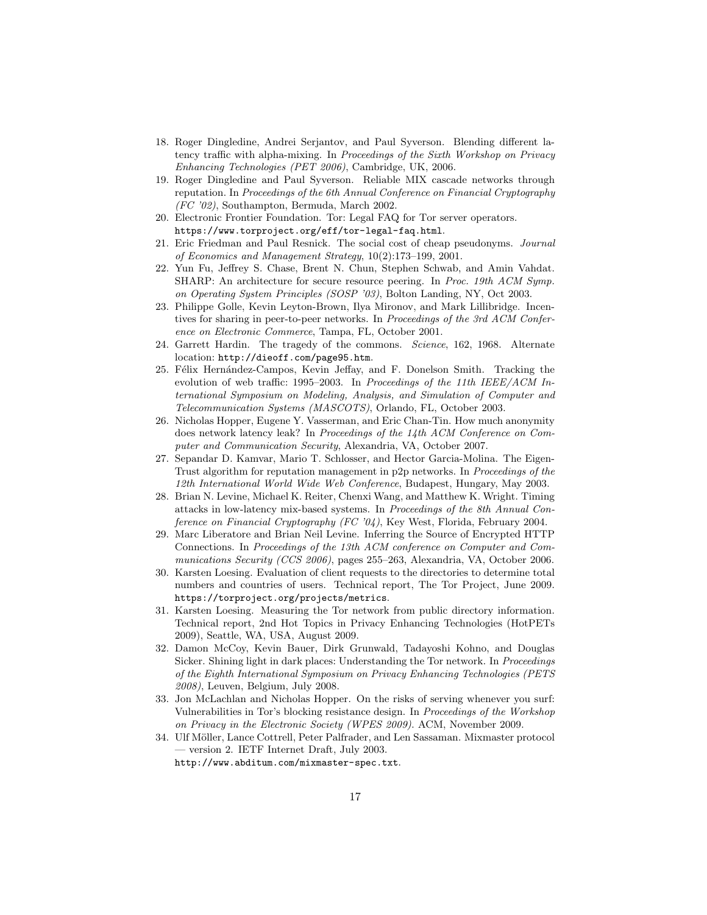18. Roger Dingledine, Andrei Serjantov, and Paul Syverson. Blending different latency traffic with alpha-mixing. In *Proceedings of the Sixth Workshop on Privacy Enhancing Technologies (PET 2006)*, Cambridge, UK, 2006.
19. Roger Dingledine and Paul Syverson. Reliable MIX cascade networks through reputation. In *Proceedings of the 6th Annual Conference on Financial Cryptography (FC '02)*, Southampton, Bermuda, March 2002.
20. Electronic Frontier Foundation. Tor: Legal FAQ for Tor server operators. `https://www.torproject.org/eff/tor-legal-faq.html`.
21. Eric Friedman and Paul Resnick. The social cost of cheap pseudonyms. *Journal of Economics and Management Strategy*, 10(2):173–199, 2001.
22. Yun Fu, Jeffrey S. Chase, Brent N. Chun, Stephen Schwab, and Amin Vahdat. SHARP: An architecture for secure resource peering. In *Proc. 19th ACM Symp. on Operating System Principles (SOSP '03)*, Bolton Landing, NY, Oct 2003.
23. Philippe Golle, Kevin Leyton-Brown, Ilya Mironov, and Mark Lillibridge. Incentives for sharing in peer-to-peer networks. In *Proceedings of the 3rd ACM Conference on Electronic Commerce*, Tampa, FL, October 2001.
24. Garrett Hardin. The tragedy of the commons. *Science*, 162, 1968. Alternate location: `http://dieoff.com/page95.htm`.
25. Félix Hernández-Campos, Kevin Jeffay, and F. Donelson Smith. Tracking the evolution of web traffic: 1995–2003. In *Proceedings of the 11th IEEE/ACM International Symposium on Modeling, Analysis, and Simulation of Computer and Telecommunication Systems (MASCOTS)*, Orlando, FL, October 2003.
26. Nicholas Hopper, Eugene Y. Vasserman, and Eric Chan-Tin. How much anonymity does network latency leak? In *Proceedings of the 14th ACM Conference on Computer and Communication Security*, Alexandria, VA, October 2007.
27. Sepandar D. Kamvar, Mario T. Schlosser, and Hector Garcia-Molina. The EigenTrust algorithm for reputation management in p2p networks. In *Proceedings of the 12th International World Wide Web Conference*, Budapest, Hungary, May 2003.
28. Brian N. Levine, Michael K. Reiter, Chenxi Wang, and Matthew K. Wright. Timing attacks in low-latency mix-based systems. In *Proceedings of the 8th Annual Conference on Financial Cryptography (FC '04)*, Key West, Florida, February 2004.
29. Marc Liberatore and Brian Neil Levine. Inferring the Source of Encrypted HTTP Connections. In *Proceedings of the 13th ACM conference on Computer and Communications Security (CCS 2006)*, pages 255–263, Alexandria, VA, October 2006.
30. Karsten Loesing. Evaluation of client requests to the directories to determine total numbers and countries of users. Technical report, The Tor Project, June 2009. `https://torproject.org/projects/metrics`.
31. Karsten Loesing. Measuring the Tor network from public directory information. Technical report, 2nd Hot Topics in Privacy Enhancing Technologies (HotPETs 2009), Seattle, WA, USA, August 2009.
32. Damon McCoy, Kevin Bauer, Dirk Grunwald, Tadayoshi Kohno, and Douglas Sicker. Shining light in dark places: Understanding the Tor network. In *Proceedings of the Eighth International Symposium on Privacy Enhancing Technologies (PETS 2008)*, Leuven, Belgium, July 2008.
33. Jon McLachlan and Nicholas Hopper. On the risks of serving whenever you surf: Vulnerabilities in Tor's blocking resistance design. In *Proceedings of the Workshop on Privacy in the Electronic Society (WPES 2009)*. ACM, November 2009.
34. Ulf Möller, Lance Cottrell, Peter Palfrader, and Len Sassaman. Mixmaster protocol — version 2. IETF Internet Draft, July 2003. `http://www.abditum.com/mixmaster-spec.txt`.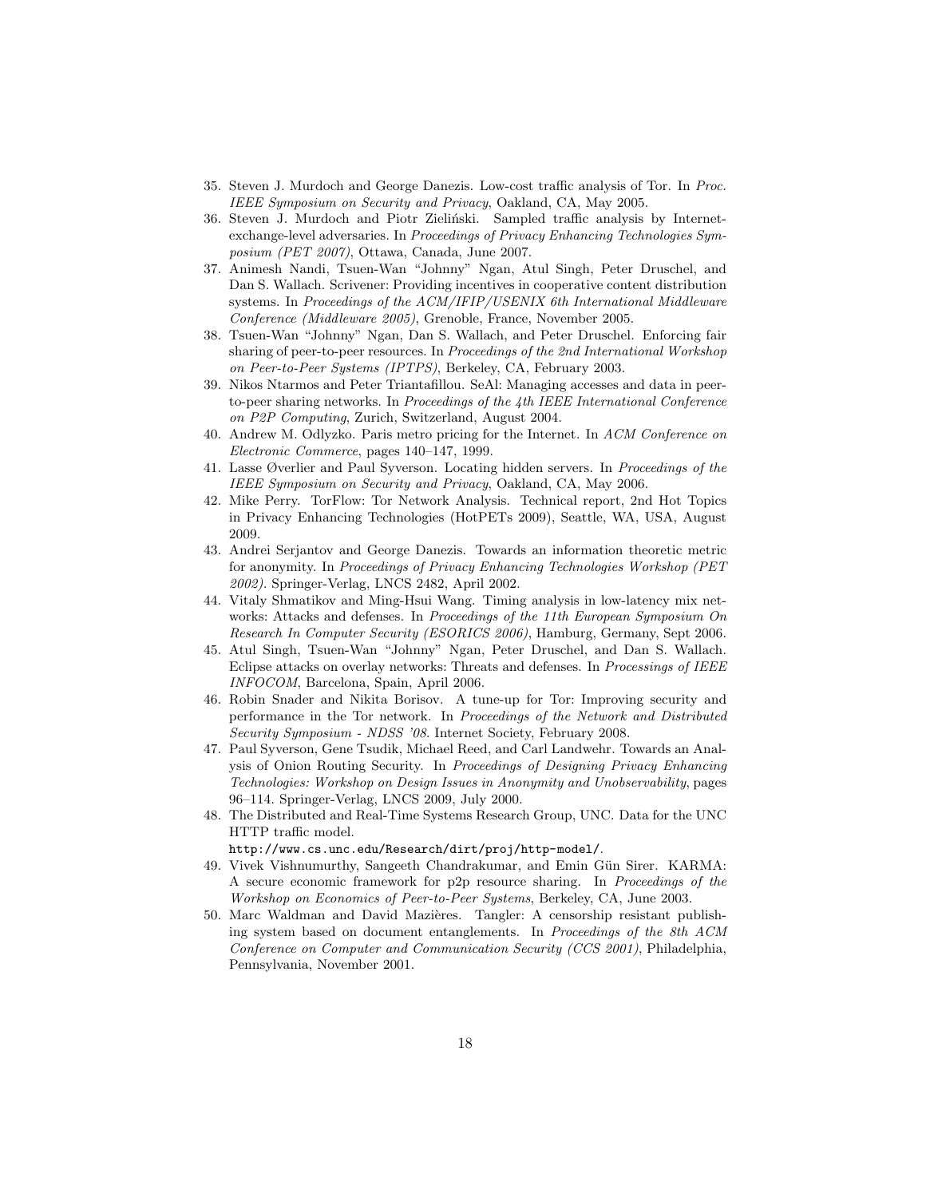35. Steven J. Murdoch and George Danezis. Low-cost traffic analysis of Tor. In *Proc. IEEE Symposium on Security and Privacy*, Oakland, CA, May 2005.
36. Steven J. Murdoch and Piotr Zieliński. Sampled traffic analysis by Internet-exchange-level adversaries. In *Proceedings of Privacy Enhancing Technologies Symposium (PET 2007)*, Ottawa, Canada, June 2007.
37. Animesh Nandi, Tsuen-Wan "Johnny" Ngan, Atul Singh, Peter Druschel, and Dan S. Wallach. Scrivener: Providing incentives in cooperative content distribution systems. In *Proceedings of the ACM/IFIP/USENIX 6th International Middleware Conference (Middleware 2005)*, Grenoble, France, November 2005.
38. Tsuen-Wan "Johnny" Ngan, Dan S. Wallach, and Peter Druschel. Enforcing fair sharing of peer-to-peer resources. In *Proceedings of the 2nd International Workshop on Peer-to-Peer Systems (IPTPS)*, Berkeley, CA, February 2003.
39. Nikos Ntarmos and Peter Triantafillou. SeAl: Managing accesses and data in peer-to-peer sharing networks. In *Proceedings of the 4th IEEE International Conference on P2P Computing*, Zurich, Switzerland, August 2004.
40. Andrew M. Odlyzko. Paris metro pricing for the Internet. In *ACM Conference on Electronic Commerce*, pages 140–147, 1999.
41. Lasse Øverlier and Paul Syverson. Locating hidden servers. In *Proceedings of the IEEE Symposium on Security and Privacy*, Oakland, CA, May 2006.
42. Mike Perry. TorFlow: Tor Network Analysis. Technical report, 2nd Hot Topics in Privacy Enhancing Technologies (HotPETs 2009), Seattle, WA, USA, August 2009.
43. Andrei Serjantov and George Danezis. Towards an information theoretic metric for anonymity. In *Proceedings of Privacy Enhancing Technologies Workshop (PET 2002)*. Springer-Verlag, LNCS 2482, April 2002.
44. Vitaly Shmatikov and Ming-Hsui Wang. Timing analysis in low-latency mix networks: Attacks and defenses. In *Proceedings of the 11th European Symposium On Research In Computer Security (ESORICS 2006)*, Hamburg, Germany, Sept 2006.
45. Atul Singh, Tsuen-Wan "Johnny" Ngan, Peter Druschel, and Dan S. Wallach. Eclipse attacks on overlay networks: Threats and defenses. In *Processings of IEEE INFOCOM*, Barcelona, Spain, April 2006.
46. Robin Snader and Nikita Borisov. A tune-up for Tor: Improving security and performance in the Tor network. In *Proceedings of the Network and Distributed Security Symposium - NDSS '08*. Internet Society, February 2008.
47. Paul Syverson, Gene Tsudik, Michael Reed, and Carl Landwehr. Towards an Analysis of Onion Routing Security. In *Proceedings of Designing Privacy Enhancing Technologies: Workshop on Design Issues in Anonymity and Unobservability*, pages 96–114. Springer-Verlag, LNCS 2009, July 2000.
48. The Distributed and Real-Time Systems Research Group, UNC. Data for the UNC HTTP traffic model.
`http://www.cs.unc.edu/Research/dirt/proj/http-model/`.
49. Vivek Vishnumurthy, Sangeeth Chandrakumar, and Emin Gün Sirer. KARMA: A secure economic framework for p2p resource sharing. In *Proceedings of the Workshop on Economics of Peer-to-Peer Systems*, Berkeley, CA, June 2003.
50. Marc Waldman and David Mazières. Tangler: A censorship resistant publishing system based on document entanglements. In *Proceedings of the 8th ACM Conference on Computer and Communication Security (CCS 2001)*, Philadelphia, Pennsylvania, November 2001.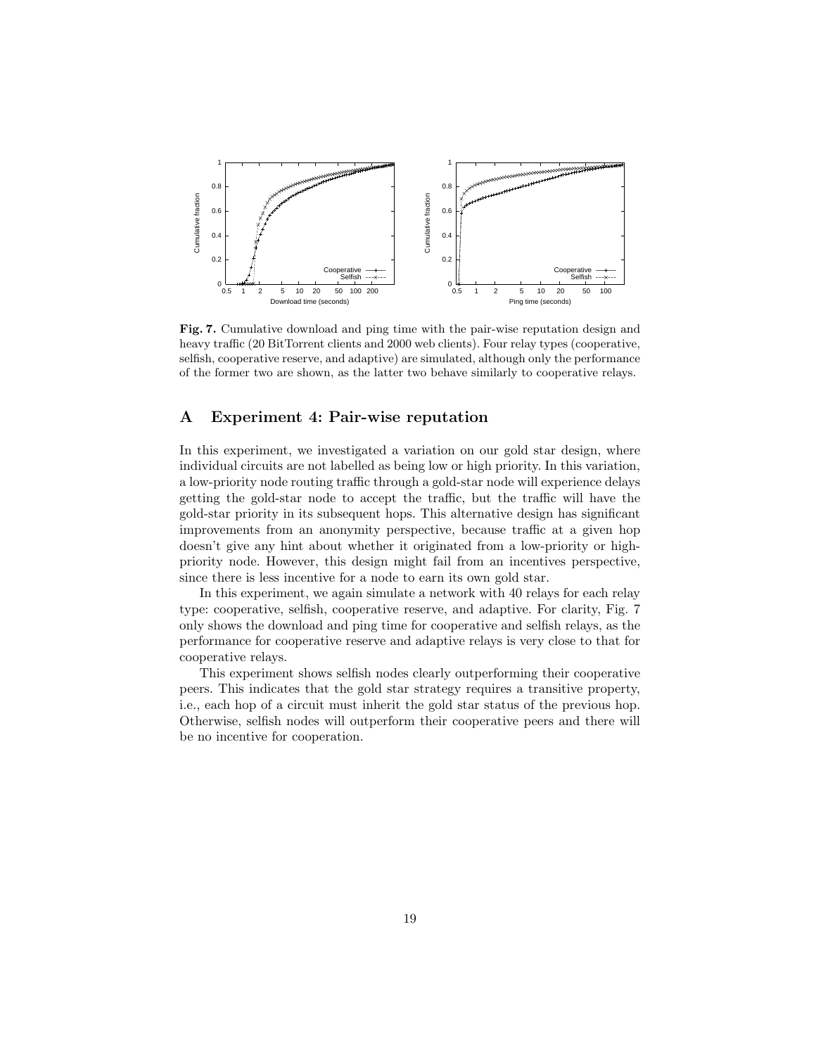1
0.8
0.6
0.4
0.2
0
Cumulative fraction
0.5 1 2 5 10 20 50 100 200
Download time (seconds)
Cooperative
Selfish

1
0.8
0.6
0.4
0.2
0
Cumulative fraction
0.5 1 2 5 10 20 50 100
Ping time (seconds)
Cooperative
Selfish

**Fig. 7.** Cumulative download and ping time with the pair-wise reputation design and heavy traffic (20 BitTorrent clients and 2000 web clients). Four relay types (cooperative, selfish, cooperative reserve, and adaptive) are simulated, although only the performance of the former two are shown, as the latter two behave similarly to cooperative relays.

## A Experiment 4: Pair-wise reputation

In this experiment, we investigated a variation on our gold star design, where individual circuits are not labelled as being low or high priority. In this variation, a low-priority node routing traffic through a gold-star node will experience delays getting the gold-star node to accept the traffic, but the traffic will have the gold-star priority in its subsequent hops. This alternative design has significant improvements from an anonymity perspective, because traffic at a given hop doesn't give any hint about whether it originated from a low-priority or high-priority node. However, this design might fail from an incentives perspective, since there is less incentive for a node to earn its own gold star.

In this experiment, we again simulate a network with 40 relays for each relay type: cooperative, selfish, cooperative reserve, and adaptive. For clarity, Fig. 7 only shows the download and ping time for cooperative and selfish relays, as the performance for cooperative reserve and adaptive relays is very close to that for cooperative relays.

This experiment shows selfish nodes clearly outperforming their cooperative peers. This indicates that the gold star strategy requires a transitive property, i.e., each hop of a circuit must inherit the gold star status of the previous hop. Otherwise, selfish nodes will outperform their cooperative peers and there will be no incentive for cooperation.